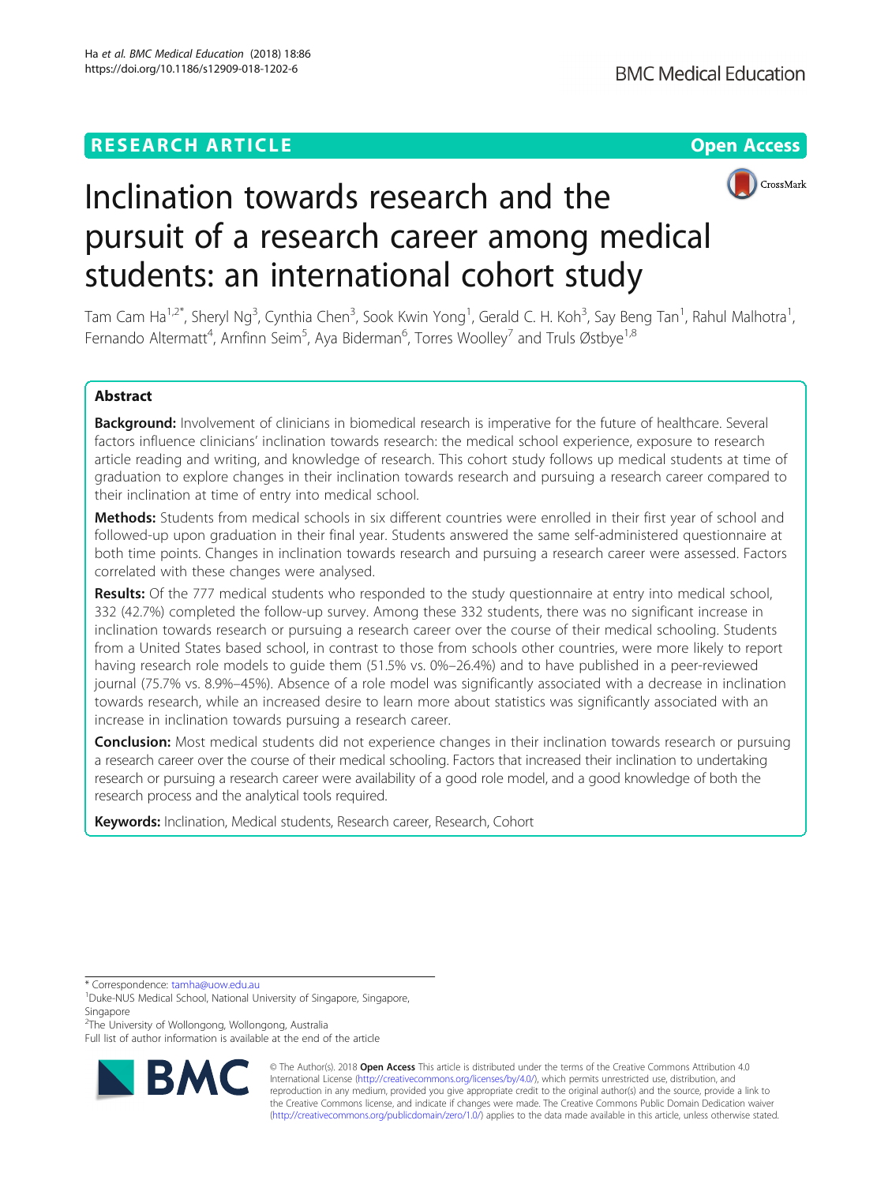RESEARCH ARTICLE

Open Access

# Inclination towards research and the pursuit of a research career among medical students: an international cohort study

Tam Cam Ha[1,2*], Sheryl Ng[3], Cynthia Chen[3], Sook Kwin Yong[1], Gerald C. H. Koh[3], Say Beng Tan[1], Rahul Malhotra[1], Fernando Altermatt[4], Arnfinn Seim[5], Aya Biderman[6], Torres Woolley[7] and Truls Østbye[1,8]

## Abstract

**Background:** Involvement of clinicians in biomedical research is imperative for the future of healthcare. Several factors influence clinicians' inclination towards research: the medical school experience, exposure to research article reading and writing, and knowledge of research. This cohort study follows up medical students at time of graduation to explore changes in their inclination towards research and pursuing a research career compared to their inclination at time of entry into medical school.

**Methods:** Students from medical schools in six different countries were enrolled in their first year of school and followed-up upon graduation in their final year. Students answered the same self-administered questionnaire at both time points. Changes in inclination towards research and pursuing a research career were assessed. Factors correlated with these changes were analysed.

**Results:** Of the 777 medical students who responded to the study questionnaire at entry into medical school, 332 (42.7%) completed the follow-up survey. Among these 332 students, there was no significant increase in inclination towards research or pursuing a research career over the course of their medical schooling. Students from a United States based school, in contrast to those from schools other countries, were more likely to report having research role models to guide them (51.5% vs. 0%–26.4%) and to have published in a peer-reviewed journal (75.7% vs. 8.9%–45%). Absence of a role model was significantly associated with a decrease in inclination towards research, while an increased desire to learn more about statistics was significantly associated with an increase in inclination towards pursuing a research career.

**Conclusion:** Most medical students did not experience changes in their inclination towards research or pursuing a research career over the course of their medical schooling. Factors that increased their inclination to undertaking research or pursuing a research career were availability of a good role model, and a good knowledge of both the research process and the analytical tools required.

**Keywords:** Inclination, Medical students, Research career, Research, Cohort

* Correspondence: tamha@uow.edu.au
[1]Duke-NUS Medical School, National University of Singapore, Singapore, Singapore
[2]The University of Wollongong, Wollongong, Australia
Full list of author information is available at the end of the article

© The Author(s). 2018 **Open Access** This article is distributed under the terms of the Creative Commons Attribution 4.0 International License (http://creativecommons.org/licenses/by/4.0/), which permits unrestricted use, distribution, and reproduction in any medium, provided you give appropriate credit to the original author(s) and the source, provide a link to the Creative Commons license, and indicate if changes were made. The Creative Commons Public Domain Dedication waiver (http://creativecommons.org/publicdomain/zero/1.0/) applies to the data made available in this article, unless otherwise stated.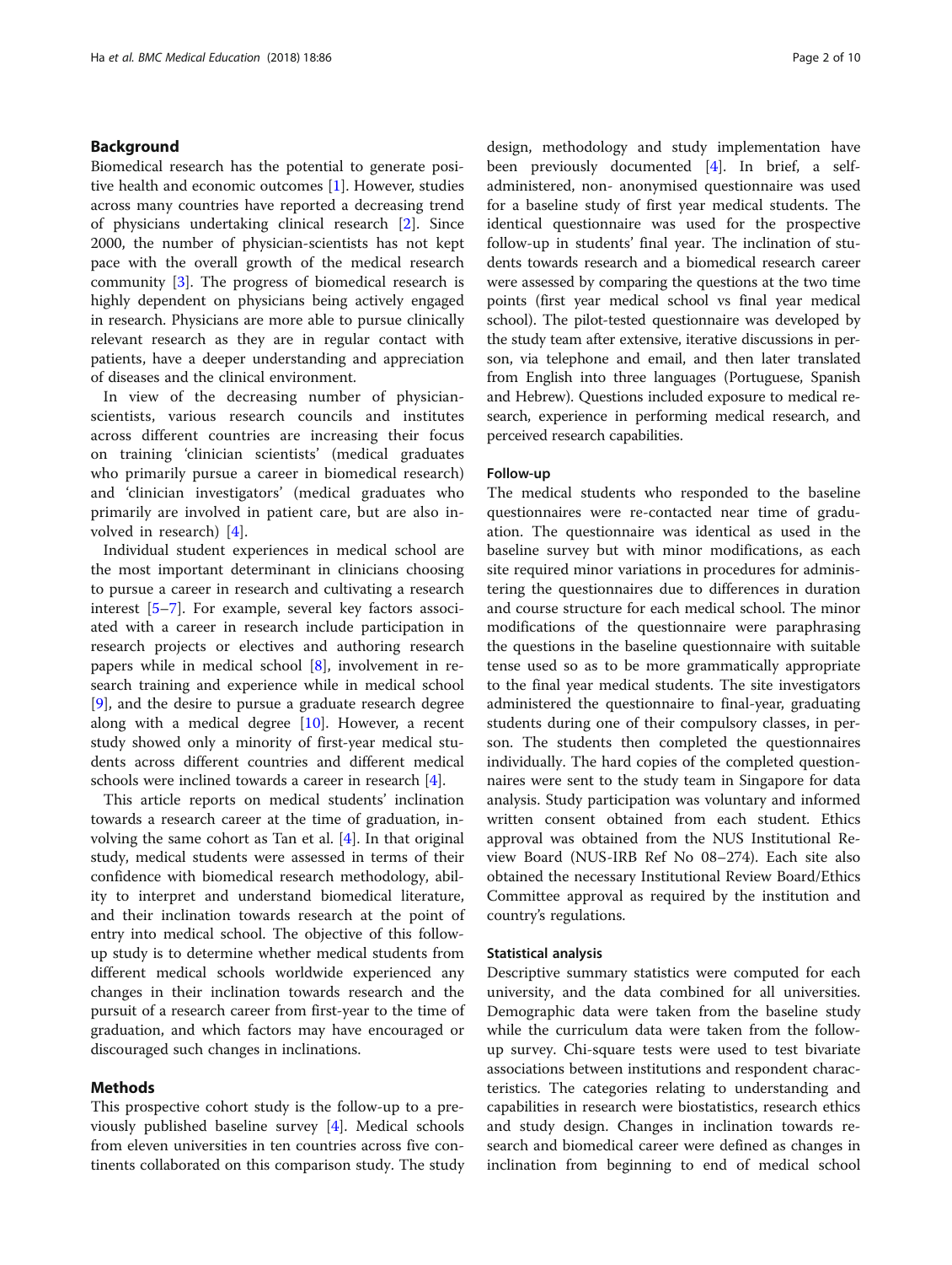## Background

Biomedical research has the potential to generate positive health and economic outcomes [1]. However, studies across many countries have reported a decreasing trend of physicians undertaking clinical research [2]. Since 2000, the number of physician-scientists has not kept pace with the overall growth of the medical research community [3]. The progress of biomedical research is highly dependent on physicians being actively engaged in research. Physicians are more able to pursue clinically relevant research as they are in regular contact with patients, have a deeper understanding and appreciation of diseases and the clinical environment.

In view of the decreasing number of physician-scientists, various research councils and institutes across different countries are increasing their focus on training 'clinician scientists' (medical graduates who primarily pursue a career in biomedical research) and 'clinician investigators' (medical graduates who primarily are involved in patient care, but are also involved in research) [4].

Individual student experiences in medical school are the most important determinant in clinicians choosing to pursue a career in research and cultivating a research interest [5–7]. For example, several key factors associated with a career in research include participation in research projects or electives and authoring research papers while in medical school [8], involvement in research training and experience while in medical school [9], and the desire to pursue a graduate research degree along with a medical degree [10]. However, a recent study showed only a minority of first-year medical students across different countries and different medical schools were inclined towards a career in research [4].

This article reports on medical students' inclination towards a research career at the time of graduation, involving the same cohort as Tan et al. [4]. In that original study, medical students were assessed in terms of their confidence with biomedical research methodology, ability to interpret and understand biomedical literature, and their inclination towards research at the point of entry into medical school. The objective of this follow-up study is to determine whether medical students from different medical schools worldwide experienced any changes in their inclination towards research and the pursuit of a research career from first-year to the time of graduation, and which factors may have encouraged or discouraged such changes in inclinations.

## Methods

This prospective cohort study is the follow-up to a previously published baseline survey [4]. Medical schools from eleven universities in ten countries across five continents collaborated on this comparison study. The study design, methodology and study implementation have been previously documented [4]. In brief, a self-administered, non- anonymised questionnaire was used for a baseline study of first year medical students. The identical questionnaire was used for the prospective follow-up in students' final year. The inclination of students towards research and a biomedical research career were assessed by comparing the questions at the two time points (first year medical school vs final year medical school). The pilot-tested questionnaire was developed by the study team after extensive, iterative discussions in person, via telephone and email, and then later translated from English into three languages (Portuguese, Spanish and Hebrew). Questions included exposure to medical research, experience in performing medical research, and perceived research capabilities.

### Follow-up

The medical students who responded to the baseline questionnaires were re-contacted near time of graduation. The questionnaire was identical as used in the baseline survey but with minor modifications, as each site required minor variations in procedures for administering the questionnaires due to differences in duration and course structure for each medical school. The minor modifications of the questionnaire were paraphrasing the questions in the baseline questionnaire with suitable tense used so as to be more grammatically appropriate to the final year medical students. The site investigators administered the questionnaire to final-year, graduating students during one of their compulsory classes, in person. The students then completed the questionnaires individually. The hard copies of the completed questionnaires were sent to the study team in Singapore for data analysis. Study participation was voluntary and informed written consent obtained from each student. Ethics approval was obtained from the NUS Institutional Review Board (NUS-IRB Ref No 08–274). Each site also obtained the necessary Institutional Review Board/Ethics Committee approval as required by the institution and country's regulations.

### Statistical analysis

Descriptive summary statistics were computed for each university, and the data combined for all universities. Demographic data were taken from the baseline study while the curriculum data were taken from the follow-up survey. Chi-square tests were used to test bivariate associations between institutions and respondent characteristics. The categories relating to understanding and capabilities in research were biostatistics, research ethics and study design. Changes in inclination towards research and biomedical career were defined as changes in inclination from beginning to end of medical school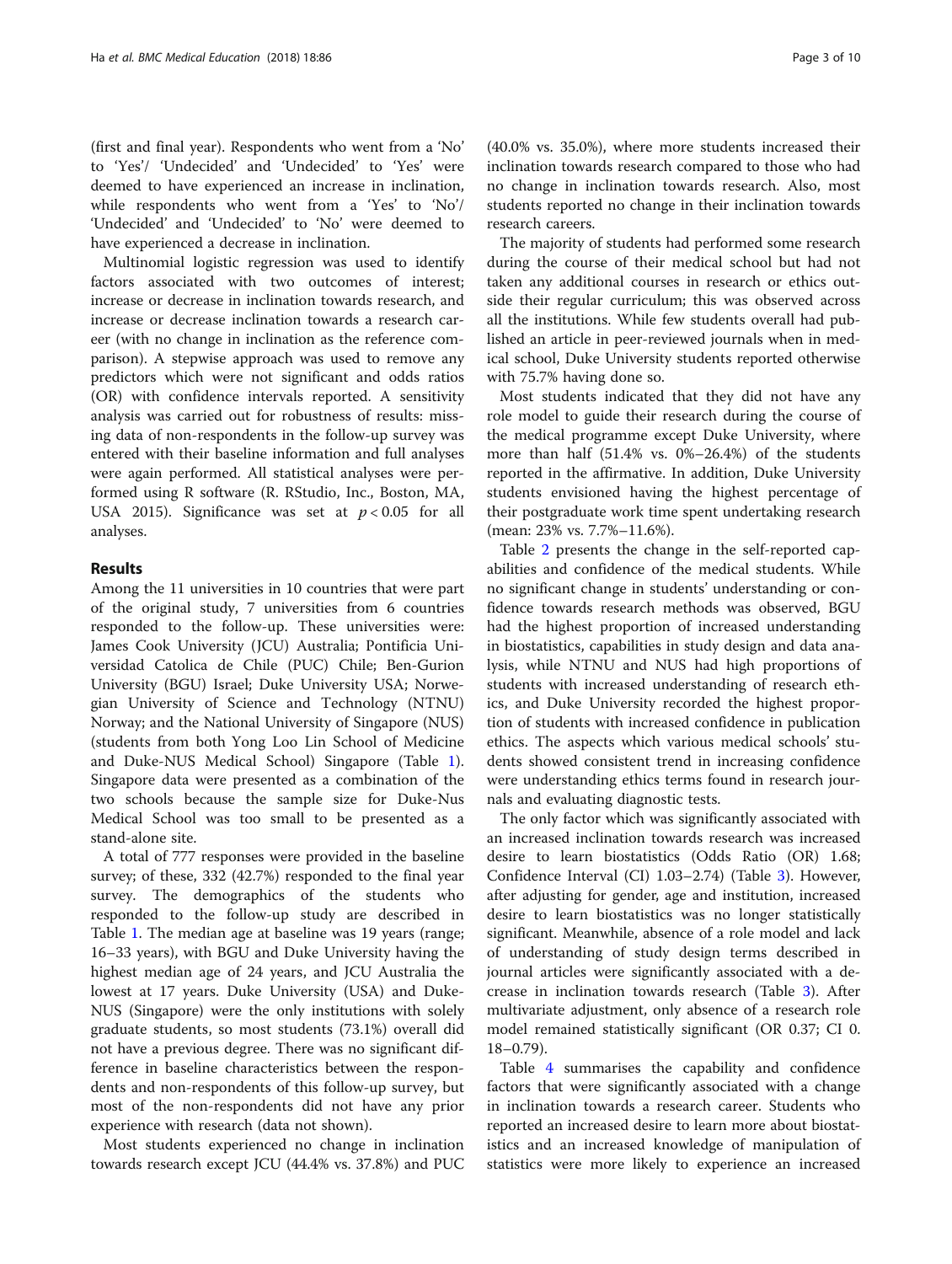(first and final year). Respondents who went from a 'No' to 'Yes'/ 'Undecided' and 'Undecided' to 'Yes' were deemed to have experienced an increase in inclination, while respondents who went from a 'Yes' to 'No'/ 'Undecided' and 'Undecided' to 'No' were deemed to have experienced a decrease in inclination.

Multinomial logistic regression was used to identify factors associated with two outcomes of interest; increase or decrease in inclination towards research, and increase or decrease inclination towards a research career (with no change in inclination as the reference comparison). A stepwise approach was used to remove any predictors which were not significant and odds ratios (OR) with confidence intervals reported. A sensitivity analysis was carried out for robustness of results: missing data of non-respondents in the follow-up survey was entered with their baseline information and full analyses were again performed. All statistical analyses were performed using R software (R. RStudio, Inc., Boston, MA, USA 2015). Significance was set at $p < 0.05$ for all analyses.

## Results

Among the 11 universities in 10 countries that were part of the original study, 7 universities from 6 countries responded to the follow-up. These universities were: James Cook University (JCU) Australia; Pontificia Universidad Catolica de Chile (PUC) Chile; Ben-Gurion University (BGU) Israel; Duke University USA; Norwegian University of Science and Technology (NTNU) Norway; and the National University of Singapore (NUS) (students from both Yong Loo Lin School of Medicine and Duke-NUS Medical School) Singapore (Table 1). Singapore data were presented as a combination of the two schools because the sample size for Duke-Nus Medical School was too small to be presented as a stand-alone site.

A total of 777 responses were provided in the baseline survey; of these, 332 (42.7%) responded to the final year survey. The demographics of the students who responded to the follow-up study are described in Table 1. The median age at baseline was 19 years (range; 16–33 years), with BGU and Duke University having the highest median age of 24 years, and JCU Australia the lowest at 17 years. Duke University (USA) and Duke-NUS (Singapore) were the only institutions with solely graduate students, so most students (73.1%) overall did not have a previous degree. There was no significant difference in baseline characteristics between the respondents and non-respondents of this follow-up survey, but most of the non-respondents did not have any prior experience with research (data not shown).

Most students experienced no change in inclination towards research except JCU (44.4% vs. 37.8%) and PUC (40.0% vs. 35.0%), where more students increased their inclination towards research compared to those who had no change in inclination towards research. Also, most students reported no change in their inclination towards research careers.

The majority of students had performed some research during the course of their medical school but had not taken any additional courses in research or ethics outside their regular curriculum; this was observed across all the institutions. While few students overall had published an article in peer-reviewed journals when in medical school, Duke University students reported otherwise with 75.7% having done so.

Most students indicated that they did not have any role model to guide their research during the course of the medical programme except Duke University, where more than half (51.4% vs. 0%–26.4%) of the students reported in the affirmative. In addition, Duke University students envisioned having the highest percentage of their postgraduate work time spent undertaking research (mean: 23% vs. 7.7%–11.6%).

Table 2 presents the change in the self-reported capabilities and confidence of the medical students. While no significant change in students' understanding or confidence towards research methods was observed, BGU had the highest proportion of increased understanding in biostatistics, capabilities in study design and data analysis, while NTNU and NUS had high proportions of students with increased understanding of research ethics, and Duke University recorded the highest proportion of students with increased confidence in publication ethics. The aspects which various medical schools' students showed consistent trend in increasing confidence were understanding ethics terms found in research journals and evaluating diagnostic tests.

The only factor which was significantly associated with an increased inclination towards research was increased desire to learn biostatistics (Odds Ratio (OR) 1.68; Confidence Interval (CI) 1.03–2.74) (Table 3). However, after adjusting for gender, age and institution, increased desire to learn biostatistics was no longer statistically significant. Meanwhile, absence of a role model and lack of understanding of study design terms described in journal articles were significantly associated with a decrease in inclination towards research (Table 3). After multivariate adjustment, only absence of a research role model remained statistically significant (OR 0.37; CI 0.18–0.79).

Table 4 summarises the capability and confidence factors that were significantly associated with a change in inclination towards a research career. Students who reported an increased desire to learn more about biostatistics and an increased knowledge of manipulation of statistics were more likely to experience an increased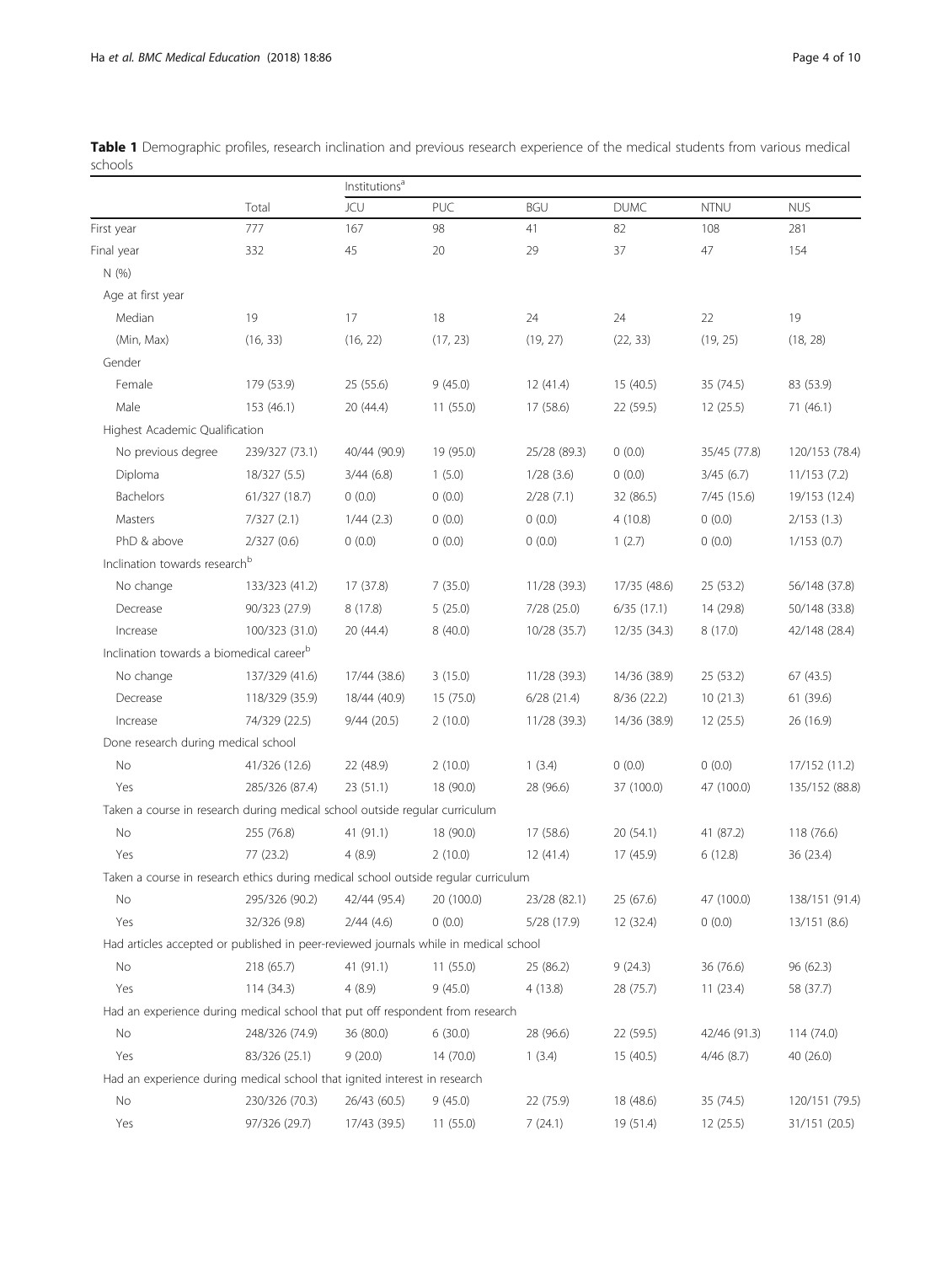**Table 1** Demographic profiles, research inclination and previous research experience of the medical students from various medical schools

| | Total | Institutions[a] | | | | | |
|---|---|---|---|---|---|---|---|
| | | JCU | PUC | BGU | DUMC | NTNU | NUS |
| First year | 777 | 167 | 98 | 41 | 82 | 108 | 281 |
| Final year | 332 | 45 | 20 | 29 | 37 | 47 | 154 |
| N (%) | | | | | | | |
| Age at first year | | | | | | | |
| Median | 19 | 17 | 18 | 24 | 24 | 22 | 19 |
| (Min, Max) | (16, 33) | (16, 22) | (17, 23) | (19, 27) | (22, 33) | (19, 25) | (18, 28) |
| Gender | | | | | | | |
| Female | 179 (53.9) | 25 (55.6) | 9 (45.0) | 12 (41.4) | 15 (40.5) | 35 (74.5) | 83 (53.9) |
| Male | 153 (46.1) | 20 (44.4) | 11 (55.0) | 17 (58.6) | 22 (59.5) | 12 (25.5) | 71 (46.1) |
| Highest Academic Qualification | | | | | | | |
| No previous degree | 239/327 (73.1) | 40/44 (90.9) | 19 (95.0) | 25/28 (89.3) | 0 (0.0) | 35/45 (77.8) | 120/153 (78.4) |
| Diploma | 18/327 (5.5) | 3/44 (6.8) | 1 (5.0) | 1/28 (3.6) | 0 (0.0) | 3/45 (6.7) | 11/153 (7.2) |
| Bachelors | 61/327 (18.7) | 0 (0.0) | 0 (0.0) | 2/28 (7.1) | 32 (86.5) | 7/45 (15.6) | 19/153 (12.4) |
| Masters | 7/327 (2.1) | 1/44 (2.3) | 0 (0.0) | 0 (0.0) | 4 (10.8) | 0 (0.0) | 2/153 (1.3) |
| PhD & above | 2/327 (0.6) | 0 (0.0) | 0 (0.0) | 0 (0.0) | 1 (2.7) | 0 (0.0) | 1/153 (0.7) |
| Inclination towards research[b] | | | | | | | |
| No change | 133/323 (41.2) | 17 (37.8) | 7 (35.0) | 11/28 (39.3) | 17/35 (48.6) | 25 (53.2) | 56/148 (37.8) |
| Decrease | 90/323 (27.9) | 8 (17.8) | 5 (25.0) | 7/28 (25.0) | 6/35 (17.1) | 14 (29.8) | 50/148 (33.8) |
| Increase | 100/323 (31.0) | 20 (44.4) | 8 (40.0) | 10/28 (35.7) | 12/35 (34.3) | 8 (17.0) | 42/148 (28.4) |
| Inclination towards a biomedical career[b] | | | | | | | |
| No change | 137/329 (41.6) | 17/44 (38.6) | 3 (15.0) | 11/28 (39.3) | 14/36 (38.9) | 25 (53.2) | 67 (43.5) |
| Decrease | 118/329 (35.9) | 18/44 (40.9) | 15 (75.0) | 6/28 (21.4) | 8/36 (22.2) | 10 (21.3) | 61 (39.6) |
| Increase | 74/329 (22.5) | 9/44 (20.5) | 2 (10.0) | 11/28 (39.3) | 14/36 (38.9) | 12 (25.5) | 26 (16.9) |
| Done research during medical school | | | | | | | |
| No | 41/326 (12.6) | 22 (48.9) | 2 (10.0) | 1 (3.4) | 0 (0.0) | 0 (0.0) | 17/152 (11.2) |
| Yes | 285/326 (87.4) | 23 (51.1) | 18 (90.0) | 28 (96.6) | 37 (100.0) | 47 (100.0) | 135/152 (88.8) |
| Taken a course in research during medical school outside regular curriculum | | | | | | | |
| No | 255 (76.8) | 41 (91.1) | 18 (90.0) | 17 (58.6) | 20 (54.1) | 41 (87.2) | 118 (76.6) |
| Yes | 77 (23.2) | 4 (8.9) | 2 (10.0) | 12 (41.4) | 17 (45.9) | 6 (12.8) | 36 (23.4) |
| Taken a course in research ethics during medical school outside regular curriculum | | | | | | | |
| No | 295/326 (90.2) | 42/44 (95.4) | 20 (100.0) | 23/28 (82.1) | 25 (67.6) | 47 (100.0) | 138/151 (91.4) |
| Yes | 32/326 (9.8) | 2/44 (4.6) | 0 (0.0) | 5/28 (17.9) | 12 (32.4) | 0 (0.0) | 13/151 (8.6) |
| Had articles accepted or published in peer-reviewed journals while in medical school | | | | | | | |
| No | 218 (65.7) | 41 (91.1) | 11 (55.0) | 25 (86.2) | 9 (24.3) | 36 (76.6) | 96 (62.3) |
| Yes | 114 (34.3) | 4 (8.9) | 9 (45.0) | 4 (13.8) | 28 (75.7) | 11 (23.4) | 58 (37.7) |
| Had an experience during medical school that put off respondent from research | | | | | | | |
| No | 248/326 (74.9) | 36 (80.0) | 6 (30.0) | 28 (96.6) | 22 (59.5) | 42/46 (91.3) | 114 (74.0) |
| Yes | 83/326 (25.1) | 9 (20.0) | 14 (70.0) | 1 (3.4) | 15 (40.5) | 4/46 (8.7) | 40 (26.0) |
| Had an experience during medical school that ignited interest in research | | | | | | | |
| No | 230/326 (70.3) | 26/43 (60.5) | 9 (45.0) | 22 (75.9) | 18 (48.6) | 35 (74.5) | 120/151 (79.5) |
| Yes | 97/326 (29.7) | 17/43 (39.5) | 11 (55.0) | 7 (24.1) | 19 (51.4) | 12 (25.5) | 31/151 (20.5) |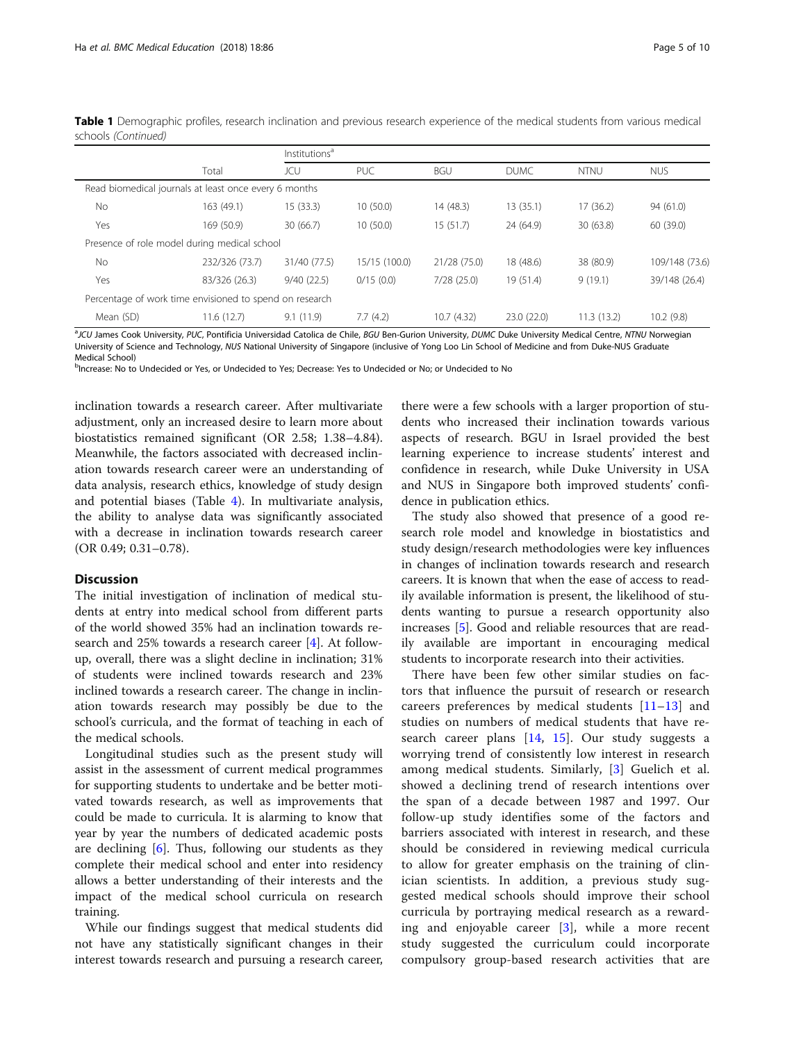**Table 1** Demographic profiles, research inclination and previous research experience of the medical students from various medical schools *(Continued)*

| | Total | Institutions[a] | | | | | |
|---|---|---|---|---|---|---|---|
| | | JCU | PUC | BGU | DUMC | NTNU | NUS |
| Read biomedical journals at least once every 6 months | | | | | | | |
| No | 163 (49.1) | 15 (33.3) | 10 (50.0) | 14 (48.3) | 13 (35.1) | 17 (36.2) | 94 (61.0) |
| Yes | 169 (50.9) | 30 (66.7) | 10 (50.0) | 15 (51.7) | 24 (64.9) | 30 (63.8) | 60 (39.0) |
| Presence of role model during medical school | | | | | | | |
| No | 232/326 (73.7) | 31/40 (77.5) | 15/15 (100.0) | 21/28 (75.0) | 18 (48.6) | 38 (80.9) | 109/148 (73.6) |
| Yes | 83/326 (26.3) | 9/40 (22.5) | 0/15 (0.0) | 7/28 (25.0) | 19 (51.4) | 9 (19.1) | 39/148 (26.4) |
| Percentage of work time envisioned to spend on research | | | | | | | |
| Mean (SD) | 11.6 (12.7) | 9.1 (11.9) | 7.7 (4.2) | 10.7 (4.32) | 23.0 (22.0) | 11.3 (13.2) | 10.2 (9.8) |

[a] *JCU* James Cook University, *PUC*, Pontificia Universidad Catolica de Chile, *BGU* Ben-Gurion University, *DUMC* Duke University Medical Centre, *NTNU* Norwegian University of Science and Technology, *NUS* National University of Singapore (inclusive of Yong Loo Lin School of Medicine and from Duke-NUS Graduate Medical School)

[b] Increase: No to Undecided or Yes, or Undecided to Yes; Decrease: Yes to Undecided or No; or Undecided to No

inclination towards a research career. After multivariate adjustment, only an increased desire to learn more about biostatistics remained significant (OR 2.58; 1.38–4.84). Meanwhile, the factors associated with decreased inclination towards research career were an understanding of data analysis, research ethics, knowledge of study design and potential biases (Table 4). In multivariate analysis, the ability to analyse data was significantly associated with a decrease in inclination towards research career (OR 0.49; 0.31–0.78).

## Discussion

The initial investigation of inclination of medical students at entry into medical school from different parts of the world showed 35% had an inclination towards research and 25% towards a research career [4]. At follow-up, overall, there was a slight decline in inclination; 31% of students were inclined towards research and 23% inclined towards a research career. The change in inclination towards research may possibly be due to the school's curricula, and the format of teaching in each of the medical schools.

Longitudinal studies such as the present study will assist in the assessment of current medical programmes for supporting students to undertake and be better motivated towards research, as well as improvements that could be made to curricula. It is alarming to know that year by year the numbers of dedicated academic posts are declining [6]. Thus, following our students as they complete their medical school and enter into residency allows a better understanding of their interests and the impact of the medical school curricula on research training.

While our findings suggest that medical students did not have any statistically significant changes in their interest towards research and pursuing a research career, there were a few schools with a larger proportion of students who increased their inclination towards various aspects of research. BGU in Israel provided the best learning experience to increase students' interest and confidence in research, while Duke University in USA and NUS in Singapore both improved students' confidence in publication ethics.

The study also showed that presence of a good research role model and knowledge in biostatistics and study design/research methodologies were key influences in changes of inclination towards research and research careers. It is known that when the ease of access to readily available information is present, the likelihood of students wanting to pursue a research opportunity also increases [5]. Good and reliable resources that are readily available are important in encouraging medical students to incorporate research into their activities.

There have been few other similar studies on factors that influence the pursuit of research or research careers preferences by medical students [11–13] and studies on numbers of medical students that have research career plans [14, 15]. Our study suggests a worrying trend of consistently low interest in research among medical students. Similarly, [3] Guelich et al. showed a declining trend of research intentions over the span of a decade between 1987 and 1997. Our follow-up study identifies some of the factors and barriers associated with interest in research, and these should be considered in reviewing medical curricula to allow for greater emphasis on the training of clinician scientists. In addition, a previous study suggested medical schools should improve their school curricula by portraying medical research as a rewarding and enjoyable career [3], while a more recent study suggested the curriculum could incorporate compulsory group-based research activities that are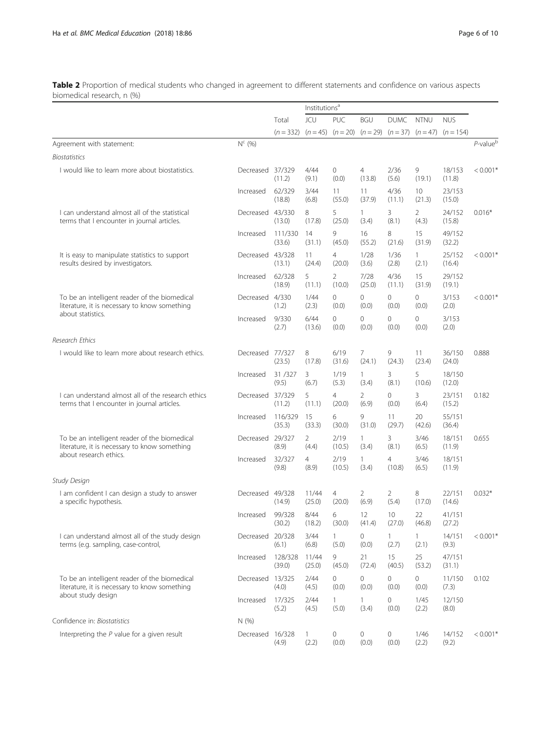**Table 2** Proportion of medical students who changed in agreement to different statements and confidence on various aspects biomedical research, n (%)

| | | Total | Institutions[a] | | | | | | |
|---|---|---|---|---|---|---|---|---|---|
| | | | JCU | PUC | BGU | DUMC | NTNU | NUS | |
| | | (n = 332) | (n = 45) | (n = 20) | (n = 29) | (n = 37) | (n = 47) | (n = 154) | |
| Agreement with statement: | N[c] (%) | | | | | | | | P-value[b] |
| *Biostatistics* | | | | | | | | | |
| I would like to learn more about biostatistics. | Decreased | 37/329 (11.2) | 4/44 (9.1) | 0 (0.0) | 4 (13.8) | 2/36 (5.6) | 9 (19.1) | 18/153 (11.8) | < 0.001* |
| | Increased | 62/329 (18.8) | 3/44 (6.8) | 11 (55.0) | 11 (37.9) | 4/36 (11.1) | 10 (21.3) | 23/153 (15.0) | |
| I can understand almost all of the statistical terms that I encounter in journal articles. | Decreased | 43/330 (13.0) | 8 (17.8) | 5 (25.0) | 1 (3.4) | 3 (8.1) | 2 (4.3) | 24/152 (15.8) | 0.016* |
| | Increased | 111/330 (33.6) | 14 (31.1) | 9 (45.0) | 16 (55.2) | 8 (21.6) | 15 (31.9) | 49/152 (32.2) | |
| It is easy to manipulate statistics to support results desired by investigators. | Decreased | 43/328 (13.1) | 11 (24.4) | 4 (20.0) | 1/28 (3.6) | 1/36 (2.8) | 1 (2.1) | 25/152 (16.4) | < 0.001* |
| | Increased | 62/328 (18.9) | 5 (11.1) | 2 (10.0) | 7/28 (25.0) | 4/36 (11.1) | 15 (31.9) | 29/152 (19.1) | |
| To be an intelligent reader of the biomedical literature, it is necessary to know something about statistics. | Decreased | 4/330 (1.2) | 1/44 (2.3) | 0 (0.0) | 0 (0.0) | 0 (0.0) | 0 (0.0) | 3/153 (2.0) | < 0.001* |
| | Increased | 9/330 (2.7) | 6/44 (13.6) | 0 (0.0) | 0 (0.0) | 0 (0.0) | 0 (0.0) | 3/153 (2.0) | |
| *Research Ethics* | | | | | | | | | |
| I would like to learn more about research ethics. | Decreased | 77/327 (23.5) | 8 (17.8) | 6/19 (31.6) | 7 (24.1) | 9 (24.3) | 11 (23.4) | 36/150 (24.0) | 0.888 |
| | Increased | 31 /327 (9.5) | 3 (6.7) | 1/19 (5.3) | 1 (3.4) | 3 (8.1) | 5 (10.6) | 18/150 (12.0) | |
| I can understand almost all of the research ethics terms that I encounter in journal articles. | Decreased | 37/329 (11.2) | 5 (11.1) | 4 (20.0) | 2 (6.9) | 0 (0.0) | 3 (6.4) | 23/151 (15.2) | 0.182 |
| | Increased | 116/329 (35.3) | 15 (33.3) | 6 (30.0) | 9 (31.0) | 11 (29.7) | 20 (42.6) | 55/151 (36.4) | |
| To be an intelligent reader of the biomedical literature, it is necessary to know something about research ethics. | Decreased | 29/327 (8.9) | 2 (4.4) | 2/19 (10.5) | 1 (3.4) | 3 (8.1) | 3/46 (6.5) | 18/151 (11.9) | 0.655 |
| | Increased | 32/327 (9.8) | 4 (8.9) | 2/19 (10.5) | 1 (3.4) | 4 (10.8) | 3/46 (6.5) | 18/151 (11.9) | |
| *Study Design* | | | | | | | | | |
| I am confident I can design a study to answer a specific hypothesis. | Decreased | 49/328 (14.9) | 11/44 (25.0) | 4 (20.0) | 2 (6.9) | 2 (5.4) | 8 (17.0) | 22/151 (14.6) | 0.032* |
| | Increased | 99/328 (30.2) | 8/44 (18.2) | 6 (30.0) | 12 (41.4) | 10 (27.0) | 22 (46.8) | 41/151 (27.2) | |
| I can understand almost all of the study design terms (e.g. sampling, case-control, | Decreased | 20/328 (6.1) | 3/44 (6.8) | 1 (5.0) | 0 (0.0) | 1 (2.7) | 1 (2.1) | 14/151 (9.3) | < 0.001* |
| | Increased | 128/328 (39.0) | 11/44 (25.0) | 9 (45.0) | 21 (72.4) | 15 (40.5) | 25 (53.2) | 47/151 (31.1) | |
| To be an intelligent reader of the biomedical literature, it is necessary to know something about study design | Decreased | 13/325 (4.0) | 2/44 (4.5) | 0 (0.0) | 0 (0.0) | 0 (0.0) | 0 (0.0) | 11/150 (7.3) | 0.102 |
| | Increased | 17/325 (5.2) | 2/44 (4.5) | 1 (5.0) | 1 (3.4) | 0 (0.0) | 1/45 (2.2) | 12/150 (8.0) | |
| Confidence in: *Biostatistics* | N (%) | | | | | | | | |
| Interpreting the *P* value for a given result | Decreased | 16/328 (4.9) | 1 (2.2) | 0 (0.0) | 0 (0.0) | 0 (0.0) | 1/46 (2.2) | 14/152 (9.2) | < 0.001* |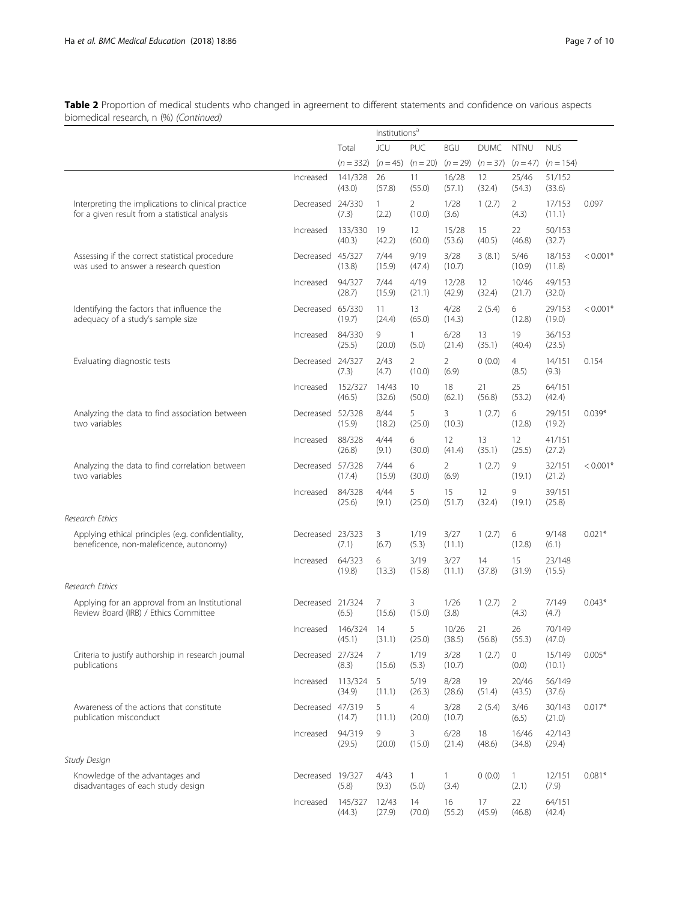**Table 2** Proportion of medical students who changed in agreement to different statements and confidence on various aspects biomedical research, n (%) *(Continued)*

| | | Total | Institutions[a] | | | | | | |
|---|---|---|---|---|---|---|---|---|---|
| | | | JCU | PUC | BGU | DUMC | NTNU | NUS | |
| | | (n = 332) | (n = 45) | (n = 20) | (n = 29) | (n = 37) | (n = 47) | (n = 154) | |
| | Increased | 141/328 (43.0) | 26 (57.8) | 11 (55.0) | 16/28 (57.1) | 12 (32.4) | 25/46 (54.3) | 51/152 (33.6) | |
| Interpreting the implications to clinical practice for a given result from a statistical analysis | Decreased | 24/330 (7.3) | 1 (2.2) | 2 (10.0) | 1/28 (3.6) | 1 (2.7) | 2 (4.3) | 17/153 (11.1) | 0.097 |
| | Increased | 133/330 (40.3) | 19 (42.2) | 12 (60.0) | 15/28 (53.6) | 15 (40.5) | 22 (46.8) | 50/153 (32.7) | |
| Assessing if the correct statistical procedure was used to answer a research question | Decreased | 45/327 (13.8) | 7/44 (15.9) | 9/19 (47.4) | 3/28 (10.7) | 3 (8.1) | 5/46 (10.9) | 18/153 (11.8) | < 0.001* |
| | Increased | 94/327 (28.7) | 7/44 (15.9) | 4/19 (21.1) | 12/28 (42.9) | 12 (32.4) | 10/46 (21.7) | 49/153 (32.0) | |
| Identifying the factors that influence the adequacy of a study's sample size | Decreased | 65/330 (19.7) | 11 (24.4) | 13 (65.0) | 4/28 (14.3) | 2 (5.4) | 6 (12.8) | 29/153 (19.0) | < 0.001* |
| | Increased | 84/330 (25.5) | 9 (20.0) | 1 (5.0) | 6/28 (21.4) | 13 (35.1) | 19 (40.4) | 36/153 (23.5) | |
| Evaluating diagnostic tests | Decreased | 24/327 (7.3) | 2/43 (4.7) | 2 (10.0) | 2 (6.9) | 0 (0.0) | 4 (8.5) | 14/151 (9.3) | 0.154 |
| | Increased | 152/327 (46.5) | 14/43 (32.6) | 10 (50.0) | 18 (62.1) | 21 (56.8) | 25 (53.2) | 64/151 (42.4) | |
| Analyzing the data to find association between two variables | Decreased | 52/328 (15.9) | 8/44 (18.2) | 5 (25.0) | 3 (10.3) | 1 (2.7) | 6 (12.8) | 29/151 (19.2) | 0.039* |
| | Increased | 88/328 (26.8) | 4/44 (9.1) | 6 (30.0) | 12 (41.4) | 13 (35.1) | 12 (25.5) | 41/151 (27.2) | |
| Analyzing the data to find correlation between two variables | Decreased | 57/328 (17.4) | 7/44 (15.9) | 6 (30.0) | 2 (6.9) | 1 (2.7) | 9 (19.1) | 32/151 (21.2) | < 0.001* |
| | Increased | 84/328 (25.6) | 4/44 (9.1) | 5 (25.0) | 15 (51.7) | 12 (32.4) | 9 (19.1) | 39/151 (25.8) | |
| *Research Ethics* | | | | | | | | | |
| Applying ethical principles (e.g. confidentiality, beneficence, non-maleficence, autonomy) | Decreased | 23/323 (7.1) | 3 (6.7) | 1/19 (5.3) | 3/27 (11.1) | 1 (2.7) | 6 (12.8) | 9/148 (6.1) | 0.021* |
| | Increased | 64/323 (19.8) | 6 (13.3) | 3/19 (15.8) | 3/27 (11.1) | 14 (37.8) | 15 (31.9) | 23/148 (15.5) | |
| *Research Ethics* | | | | | | | | | |
| Applying for an approval from an Institutional Review Board (IRB) / Ethics Committee | Decreased | 21/324 (6.5) | 7 (15.6) | 3 (15.0) | 1/26 (3.8) | 1 (2.7) | 2 (4.3) | 7/149 (4.7) | 0.043* |
| | Increased | 146/324 (45.1) | 14 (31.1) | 5 (25.0) | 10/26 (38.5) | 21 (56.8) | 26 (55.3) | 70/149 (47.0) | |
| Criteria to justify authorship in research journal publications | Decreased | 27/324 (8.3) | 7 (15.6) | 1/19 (5.3) | 3/28 (10.7) | 1 (2.7) | 0 (0.0) | 15/149 (10.1) | 0.005* |
| | Increased | 113/324 (34.9) | 5 (11.1) | 5/19 (26.3) | 8/28 (28.6) | 19 (51.4) | 20/46 (43.5) | 56/149 (37.6) | |
| Awareness of the actions that constitute publication misconduct | Decreased | 47/319 (14.7) | 5 (11.1) | 4 (20.0) | 3/28 (10.7) | 2 (5.4) | 3/46 (6.5) | 30/143 (21.0) | 0.017* |
| | Increased | 94/319 (29.5) | 9 (20.0) | 3 (15.0) | 6/28 (21.4) | 18 (48.6) | 16/46 (34.8) | 42/143 (29.4) | |
| *Study Design* | | | | | | | | | |
| Knowledge of the advantages and disadvantages of each study design | Decreased | 19/327 (5.8) | 4/43 (9.3) | 1 (5.0) | 1 (3.4) | 0 (0.0) | 1 (2.1) | 12/151 (7.9) | 0.081* |
| | Increased | 145/327 (44.3) | 12/43 (27.9) | 14 (70.0) | 16 (55.2) | 17 (45.9) | 22 (46.8) | 64/151 (42.4) | |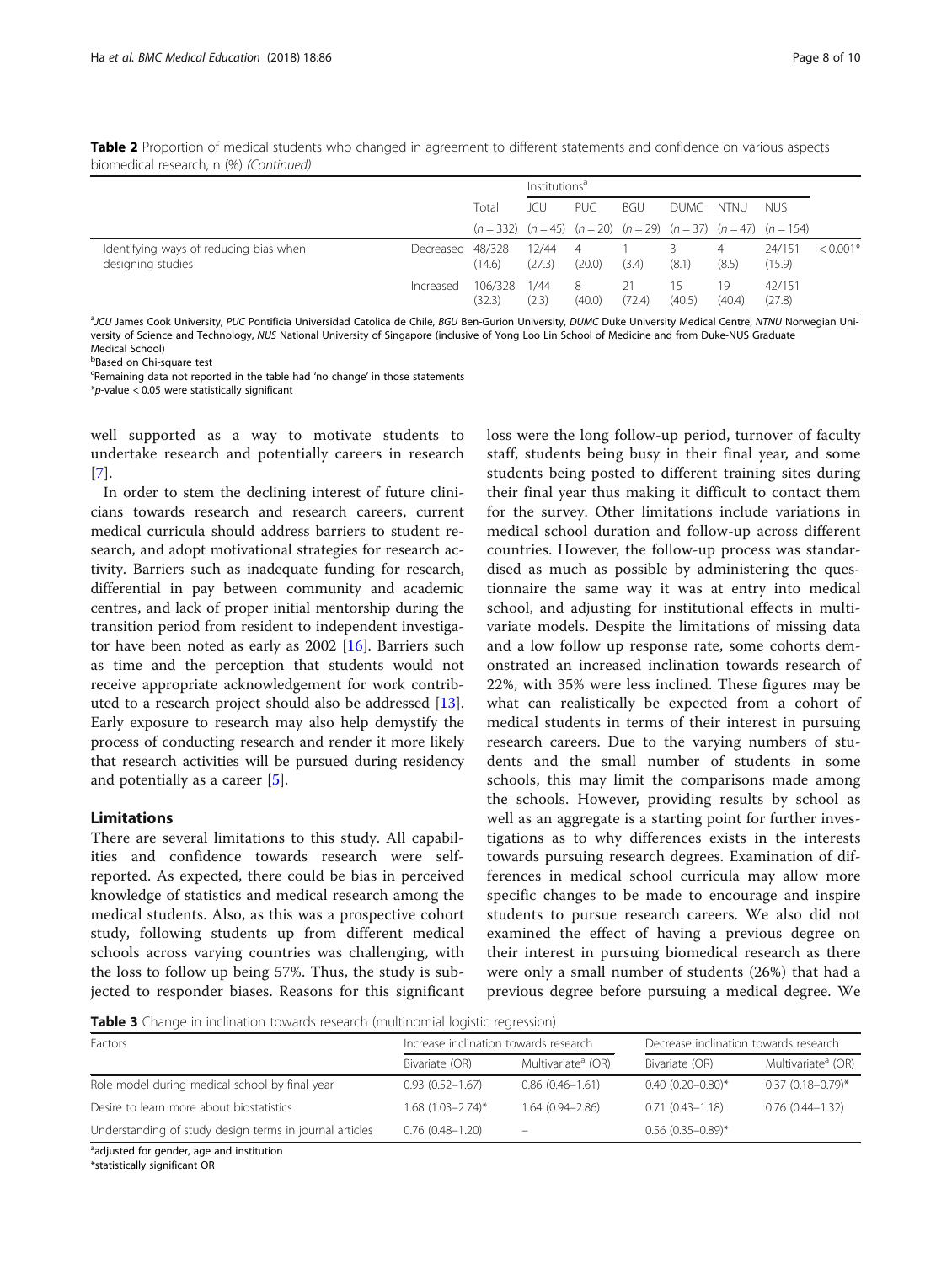**Table 2** Proportion of medical students who changed in agreement to different statements and confidence on various aspects biomedical research, n (%) *(Continued)*

| | | Total | Institutions[a] | | | | | | |
|---|---|---|---|---|---|---|---|---|---|
| | | | JCU | PUC | BGU | DUMC | NTNU | NUS | |
| | | (n = 332) | (n = 45) | (n = 20) | (n = 29) | (n = 37) | (n = 47) | (n = 154) | |
| Identifying ways of reducing bias when designing studies | Decreased | 48/328 (14.6) | 12/44 (27.3) | 4 (20.0) | 1 (3.4) | 3 (8.1) | 4 (8.5) | 24/151 (15.9) | < 0.001* |
| | Increased | 106/328 (32.3) | 1/44 (2.3) | 8 (40.0) | 21 (72.4) | 15 (40.5) | 19 (40.4) | 42/151 (27.8) | |

[a]*JCU* James Cook University, *PUC* Pontificia Universidad Catolica de Chile, *BGU* Ben-Gurion University, *DUMC* Duke University Medical Centre, *NTNU* Norwegian University of Science and Technology, *NUS* National University of Singapore (inclusive of Yong Loo Lin School of Medicine and from Duke-NUS Graduate Medical School)
[b]Based on Chi-square test
[c]Remaining data not reported in the table had 'no change' in those statements
*p-value < 0.05 were statistically significant

well supported as a way to motivate students to undertake research and potentially careers in research [7].

In order to stem the declining interest of future clinicians towards research and research careers, current medical curricula should address barriers to student research, and adopt motivational strategies for research activity. Barriers such as inadequate funding for research, differential in pay between community and academic centres, and lack of proper initial mentorship during the transition period from resident to independent investigator have been noted as early as 2002 [16]. Barriers such as time and the perception that students would not receive appropriate acknowledgement for work contributed to a research project should also be addressed [13]. Early exposure to research may also help demystify the process of conducting research and render it more likely that research activities will be pursued during residency and potentially as a career [5].

## Limitations

There are several limitations to this study. All capabilities and confidence towards research were self-reported. As expected, there could be bias in perceived knowledge of statistics and medical research among the medical students. Also, as this was a prospective cohort study, following students up from different medical schools across varying countries was challenging, with the loss to follow up being 57%. Thus, the study is subjected to responder biases. Reasons for this significant loss were the long follow-up period, turnover of faculty staff, students being busy in their final year, and some students being posted to different training sites during their final year thus making it difficult to contact them for the survey. Other limitations include variations in medical school duration and follow-up across different countries. However, the follow-up process was standardised as much as possible by administering the questionnaire the same way it was at entry into medical school, and adjusting for institutional effects in multivariate models. Despite the limitations of missing data and a low follow up response rate, some cohorts demonstrated an increased inclination towards research of 22%, with 35% were less inclined. These figures may be what can realistically be expected from a cohort of medical students in terms of their interest in pursuing research careers. Due to the varying numbers of students and the small number of students in some schools, this may limit the comparisons made among the schools. However, providing results by school as well as an aggregate is a starting point for further investigations as to why differences exists in the interests towards pursuing research degrees. Examination of differences in medical school curricula may allow more specific changes to be made to encourage and inspire students to pursue research careers. We also did not examined the effect of having a previous degree on their interest in pursuing biomedical research as there were only a small number of students (26%) that had a previous degree before pursuing a medical degree. We

**Table 3** Change in inclination towards research (multinomial logistic regression)

| Factors | Increase inclination towards research | | Decrease inclination towards research | |
|---|---|---|---|---|
| | Bivariate (OR) | Multivariate[a] (OR) | Bivariate (OR) | Multivariate[a] (OR) |
| Role model during medical school by final year | 0.93 (0.52–1.67) | 0.86 (0.46–1.61) | 0.40 (0.20–0.80)* | 0.37 (0.18–0.79)* |
| Desire to learn more about biostatistics | 1.68 (1.03–2.74)* | 1.64 (0.94–2.86) | 0.71 (0.43–1.18) | 0.76 (0.44–1.32) |
| Understanding of study design terms in journal articles | 0.76 (0.48–1.20) | – | 0.56 (0.35–0.89)* | |

[a]adjusted for gender, age and institution
*statistically significant OR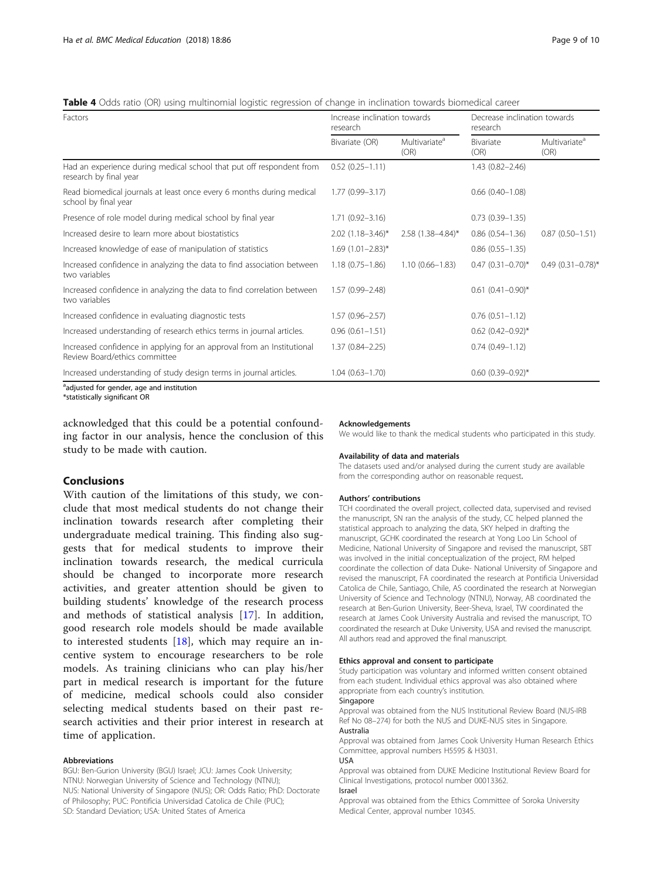**Table 4** Odds ratio (OR) using multinomial logistic regression of change in inclination towards biomedical career

| Factors | Increase inclination towards research | | Decrease inclination towards research | |
|---|---|---|---|---|
| | Bivariate (OR) | Multivariate[a] (OR) | Bivariate (OR) | Multivariate[a] (OR) |
| Had an experience during medical school that put off respondent from research by final year | 0.52 (0.25–1.11) | | 1.43 (0.82–2.46) | |
| Read biomedical journals at least once every 6 months during medical school by final year | 1.77 (0.99–3.17) | | 0.66 (0.40–1.08) | |
| Presence of role model during medical school by final year | 1.71 (0.92–3.16) | | 0.73 (0.39–1.35) | |
| Increased desire to learn more about biostatistics | 2.02 (1.18–3.46)* | 2.58 (1.38–4.84)* | 0.86 (0.54–1.36) | 0.87 (0.50–1.51) |
| Increased knowledge of ease of manipulation of statistics | 1.69 (1.01–2.83)* | | 0.86 (0.55–1.35) | |
| Increased confidence in analyzing the data to find association between two variables | 1.18 (0.75–1.86) | 1.10 (0.66–1.83) | 0.47 (0.31–0.70)* | 0.49 (0.31–0.78)* |
| Increased confidence in analyzing the data to find correlation between two variables | 1.57 (0.99–2.48) | | 0.61 (0.41–0.90)* | |
| Increased confidence in evaluating diagnostic tests | 1.57 (0.96–2.57) | | 0.76 (0.51–1.12) | |
| Increased understanding of research ethics terms in journal articles. | 0.96 (0.61–1.51) | | 0.62 (0.42–0.92)* | |
| Increased confidence in applying for an approval from an Institutional Review Board/ethics committee | 1.37 (0.84–2.25) | | 0.74 (0.49–1.12) | |
| Increased understanding of study design terms in journal articles. | 1.04 (0.63–1.70) | | 0.60 (0.39–0.92)* | |

[a]adjusted for gender, age and institution
*statistically significant OR

acknowledged that this could be a potential confounding factor in our analysis, hence the conclusion of this study to be made with caution.

## Conclusions

With caution of the limitations of this study, we conclude that most medical students do not change their inclination towards research after completing their undergraduate medical training. This finding also suggests that for medical students to improve their inclination towards research, the medical curricula should be changed to incorporate more research activities, and greater attention should be given to building students' knowledge of the research process and methods of statistical analysis [17]. In addition, good research role models should be made available to interested students [18], which may require an incentive system to encourage researchers to be role models. As training clinicians who can play his/her part in medical research is important for the future of medicine, medical schools could also consider selecting medical students based on their past research activities and their prior interest in research at time of application.

#### Abbreviations

BGU: Ben-Gurion University (BGU) Israel; JCU: James Cook University; NTNU: Norwegian University of Science and Technology (NTNU); NUS: National University of Singapore (NUS); OR: Odds Ratio; PhD: Doctorate of Philosophy; PUC: Pontificia Universidad Catolica de Chile (PUC); SD: Standard Deviation; USA: United States of America

#### Acknowledgements

We would like to thank the medical students who participated in this study.

#### Availability of data and materials

The datasets used and/or analysed during the current study are available from the corresponding author on reasonable request.

#### Authors' contributions

TCH coordinated the overall project, collected data, supervised and revised the manuscript, SN ran the analysis of the study, CC helped planned the statistical approach to analyzing the data, SKY helped in drafting the manuscript, GCHK coordinated the research at Yong Loo Lin School of Medicine, National University of Singapore and revised the manuscript, SBT was involved in the initial conceptualization of the project, RM helped coordinate the collection of data Duke- National University of Singapore and revised the manuscript, FA coordinated the research at Pontificia Universidad Catolica de Chile, Santiago, Chile, AS coordinated the research at Norwegian University of Science and Technology (NTNU), Norway, AB coordinated the research at Ben-Gurion University, Beer-Sheva, Israel, TW coordinated the research at James Cook University Australia and revised the manuscript, TO coordinated the research at Duke University, USA and revised the manuscript. All authors read and approved the final manuscript.

#### Ethics approval and consent to participate

Study participation was voluntary and informed written consent obtained from each student. Individual ethics approval was also obtained where appropriate from each country's institution.

Singapore

Approval was obtained from the NUS Institutional Review Board (NUS-IRB Ref No 08–274) for both the NUS and DUKE-NUS sites in Singapore.

Australia

Approval was obtained from James Cook University Human Research Ethics Committee, approval numbers H5595 & H3031.

USA

Approval was obtained from DUKE Medicine Institutional Review Board for Clinical Investigations, protocol number 00013362.

Israel

Approval was obtained from the Ethics Committee of Soroka University Medical Center, approval number 10345.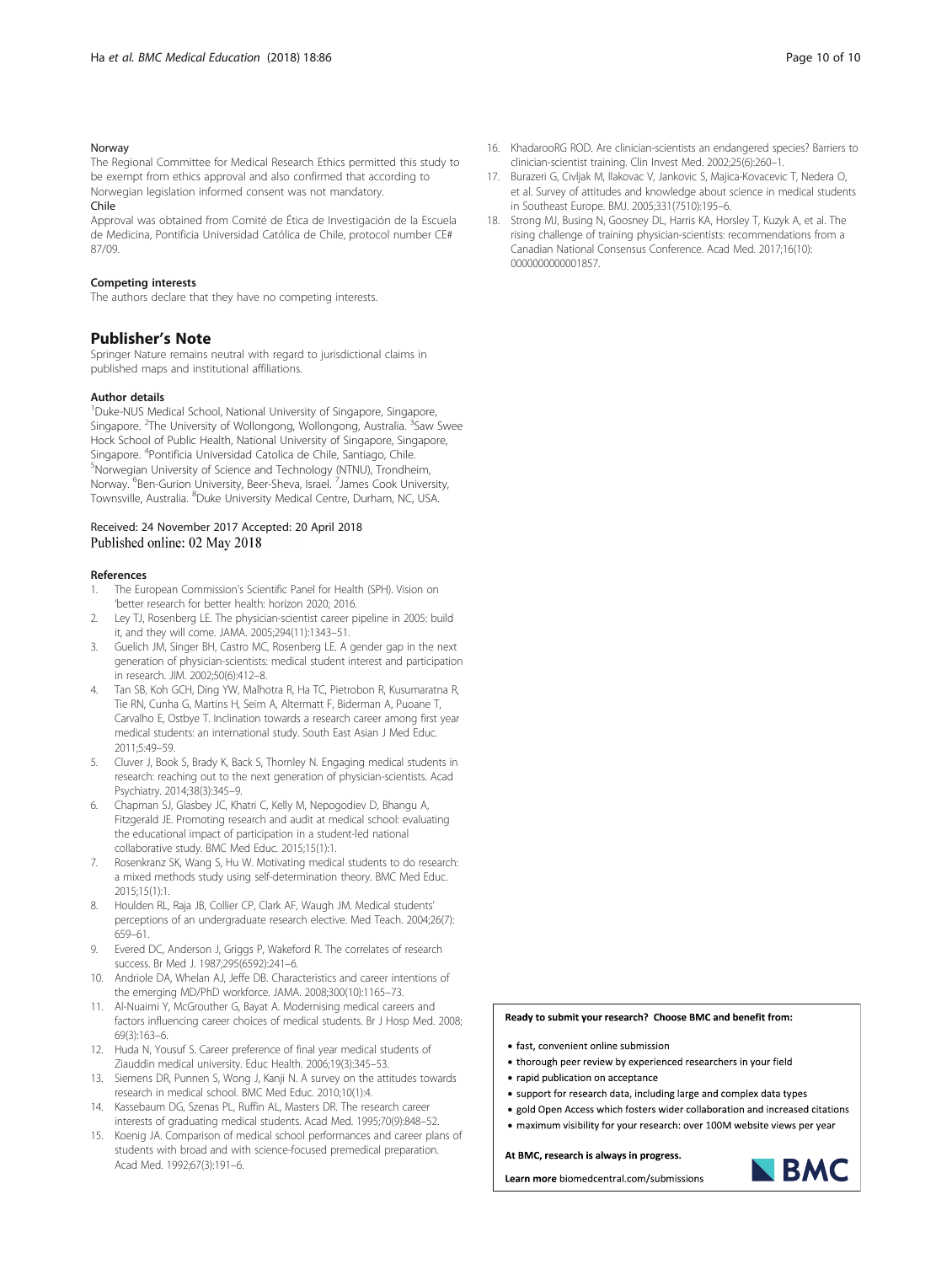Norway

The Regional Committee for Medical Research Ethics permitted this study to be exempt from ethics approval and also confirmed that according to Norwegian legislation informed consent was not mandatory.

Chile

Approval was obtained from Comité de Ética de Investigación de la Escuela de Medicina, Pontificia Universidad Católica de Chile, protocol number CE# 87/09.

#### Competing interests

The authors declare that they have no competing interests.

## Publisher's Note

Springer Nature remains neutral with regard to jurisdictional claims in published maps and institutional affiliations.

#### Author details

[1]Duke-NUS Medical School, National University of Singapore, Singapore, Singapore. [2]The University of Wollongong, Wollongong, Australia. [3]Saw Swee Hock School of Public Health, National University of Singapore, Singapore, Singapore. [4]Pontificia Universidad Catolica de Chile, Santiago, Chile. [5]Norwegian University of Science and Technology (NTNU), Trondheim, Norway. [6]Ben-Gurion University, Beer-Sheva, Israel. [7]James Cook University, Townsville, Australia. [8]Duke University Medical Centre, Durham, NC, USA.

Received: 24 November 2017 Accepted: 20 April 2018
Published online: 02 May 2018

#### References

1. The European Commission's Scientific Panel for Health (SPH). Vision on 'better research for better health: horizon 2020; 2016.
2. Ley TJ, Rosenberg LE. The physician-scientist career pipeline in 2005: build it, and they will come. JAMA. 2005;294(11):1343–51.
3. Guelich JM, Singer BH, Castro MC, Rosenberg LE. A gender gap in the next generation of physician-scientists: medical student interest and participation in research. JIM. 2002;50(6):412–8.
4. Tan SB, Koh GCH, Ding YW, Malhotra R, Ha TC, Pietrobon R, Kusumaratna R, Tie RN, Cunha G, Martins H, Seim A, Altermatt F, Biderman A, Puoane T, Carvalho E, Ostbye T. Inclination towards a research career among first year medical students: an international study. South East Asian J Med Educ. 2011;5:49–59.
5. Cluver J, Book S, Brady K, Back S, Thornley N. Engaging medical students in research: reaching out to the next generation of physician-scientists. Acad Psychiatry. 2014;38(3):345–9.
6. Chapman SJ, Glasbey JC, Khatri C, Kelly M, Nepogodiev D, Bhangu A, Fitzgerald JE. Promoting research and audit at medical school: evaluating the educational impact of participation in a student-led national collaborative study. BMC Med Educ. 2015;15(1):1.
7. Rosenkranz SK, Wang S, Hu W. Motivating medical students to do research: a mixed methods study using self-determination theory. BMC Med Educ. 2015;15(1):1.
8. Houlden RL, Raja JB, Collier CP, Clark AF, Waugh JM. Medical students' perceptions of an undergraduate research elective. Med Teach. 2004;26(7): 659–61.
9. Evered DC, Anderson J, Griggs P, Wakeford R. The correlates of research success. Br Med J. 1987;295(6592):241–6.
10. Andriole DA, Whelan AJ, Jeffe DB. Characteristics and career intentions of the emerging MD/PhD workforce. JAMA. 2008;300(10):1165–73.
11. Al-Nuaimi Y, McGrouther G, Bayat A. Modernising medical careers and factors influencing career choices of medical students. Br J Hosp Med. 2008; 69(3):163–6.
12. Huda N, Yousuf S. Career preference of final year medical students of Ziauddin medical university. Educ Health. 2006;19(3):345–53.
13. Siemens DR, Punnen S, Wong J, Kanji N. A survey on the attitudes towards research in medical school. BMC Med Educ. 2010;10(1):4.
14. Kassebaum DG, Szenas PL, Ruffin AL, Masters DR. The research career interests of graduating medical students. Acad Med. 1995;70(9):848–52.
15. Koenig JA. Comparison of medical school performances and career plans of students with broad and with science-focused premedical preparation. Acad Med. 1992;67(3):191–6.
16. KhadarooRG ROD. Are clinician-scientists an endangered species? Barriers to clinician-scientist training. Clin Invest Med. 2002;25(6):260–1.
17. Burazeri G, Civljak M, Ilakovac V, Jankovic S, Majica-Kovacevic T, Nedera O, et al. Survey of attitudes and knowledge about science in medical students in Southeast Europe. BMJ. 2005;331(7510):195–6.
18. Strong MJ, Busing N, Goosney DL, Harris KA, Horsley T, Kuzyk A, et al. The rising challenge of training physician-scientists: recommendations from a Canadian National Consensus Conference. Acad Med. 2017;16(10): 0000000000001857.

Ready to submit your research? Choose BMC and benefit from:

- fast, convenient online submission
- thorough peer review by experienced researchers in your field
- rapid publication on acceptance
- support for research data, including large and complex data types
- gold Open Access which fosters wider collaboration and increased citations
- maximum visibility for your research: over 100M website views per year

At BMC, research is always in progress.

Learn more biomedcentral.com/submissions